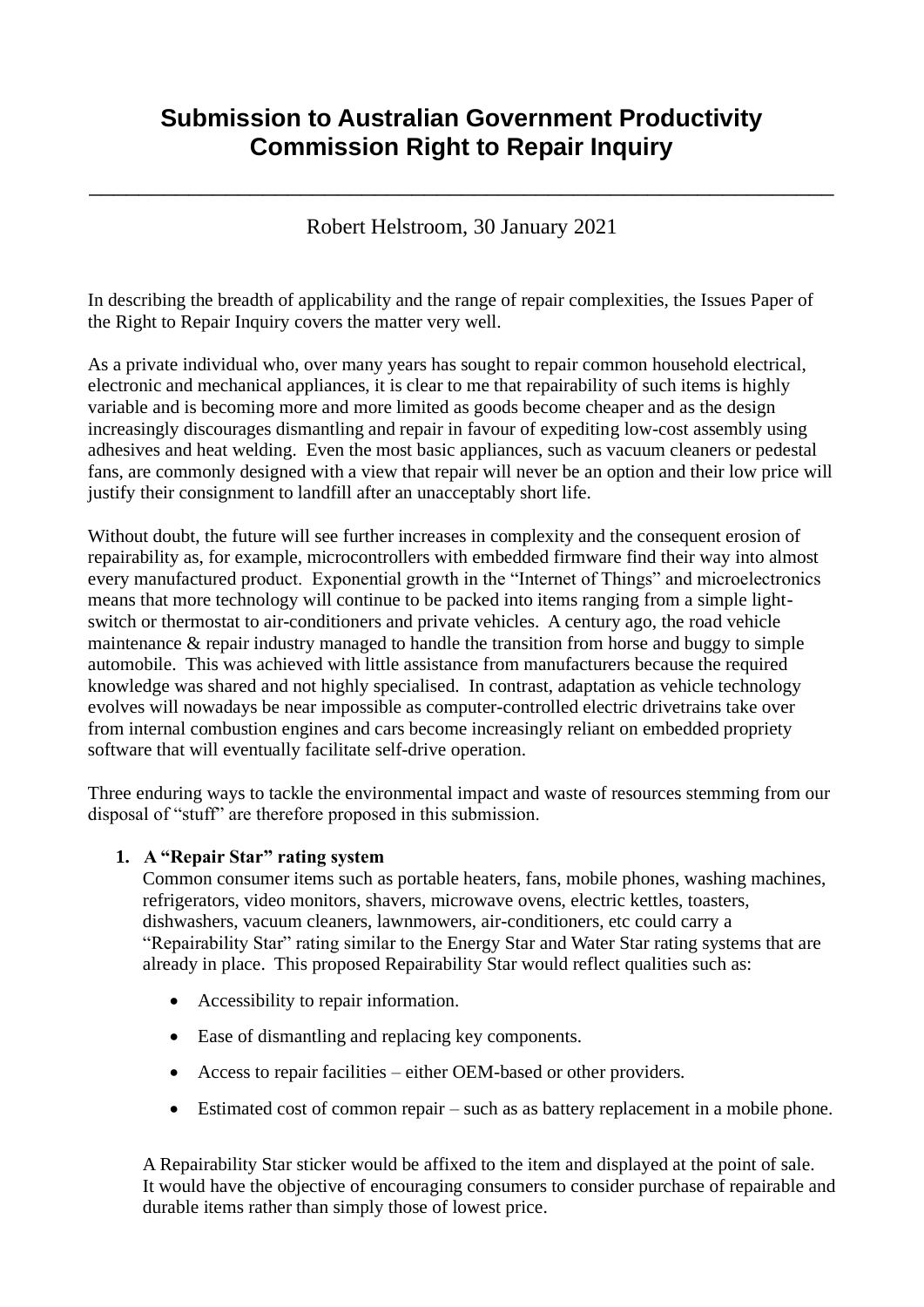# Submission to Australian Government Productivity Commission Right to Repair Inquiry

---

Robert Helstroom, 30 January 2021

In describing the breadth of applicability and the range of repair complexities, the Issues Paper of the Right to Repair Inquiry covers the matter very well.

As a private individual who, over many years has sought to repair common household electrical, electronic and mechanical appliances, it is clear to me that repairability of such items is highly variable and is becoming more and more limited as goods become cheaper and as the design increasingly discourages dismantling and repair in favour of expediting low-cost assembly using adhesives and heat welding. Even the most basic appliances, such as vacuum cleaners or pedestal fans, are commonly designed with a view that repair will never be an option and their low price will justify their consignment to landfill after an unacceptably short life.

Without doubt, the future will see further increases in complexity and the consequent erosion of repairability as, for example, microcontrollers with embedded firmware find their way into almost every manufactured product. Exponential growth in the "Internet of Things" and microelectronics means that more technology will continue to be packed into items ranging from a simple light-switch or thermostat to air-conditioners and private vehicles. A century ago, the road vehicle maintenance & repair industry managed to handle the transition from horse and buggy to simple automobile. This was achieved with little assistance from manufacturers because the required knowledge was shared and not highly specialised. In contrast, adaptation as vehicle technology evolves will nowadays be near impossible as computer-controlled electric drivetrains take over from internal combustion engines and cars become increasingly reliant on embedded propriety software that will eventually facilitate self-drive operation.

Three enduring ways to tackle the environmental impact and waste of resources stemming from our disposal of "stuff" are therefore proposed in this submission.

1. **A "Repair Star" rating system**
   Common consumer items such as portable heaters, fans, mobile phones, washing machines, refrigerators, video monitors, shavers, microwave ovens, electric kettles, toasters, dishwashers, vacuum cleaners, lawnmowers, air-conditioners, etc could carry a "Repairability Star" rating similar to the Energy Star and Water Star rating systems that are already in place. This proposed Repairability Star would reflect qualities such as:

   - Accessibility to repair information.
   - Ease of dismantling and replacing key components.
   - Access to repair facilities – either OEM-based or other providers.
   - Estimated cost of common repair – such as as battery replacement in a mobile phone.

   A Repairability Star sticker would be affixed to the item and displayed at the point of sale. It would have the objective of encouraging consumers to consider purchase of repairable and durable items rather than simply those of lowest price.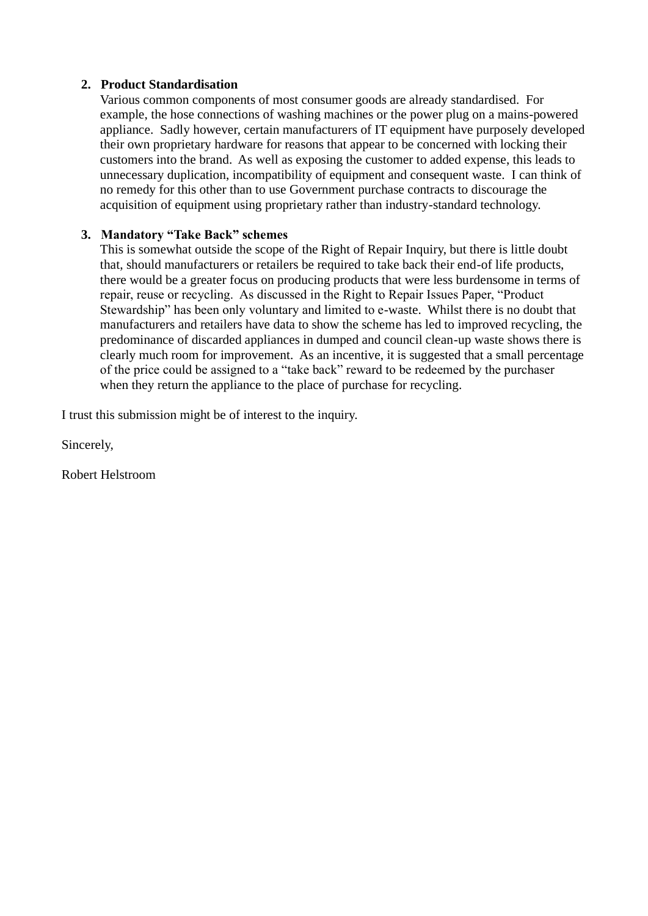2. **Product Standardisation**
   Various common components of most consumer goods are already standardised. For example, the hose connections of washing machines or the power plug on a mains-powered appliance. Sadly however, certain manufacturers of IT equipment have purposely developed their own proprietary hardware for reasons that appear to be concerned with locking their customers into the brand. As well as exposing the customer to added expense, this leads to unnecessary duplication, incompatibility of equipment and consequent waste. I can think of no remedy for this other than to use Government purchase contracts to discourage the acquisition of equipment using proprietary rather than industry-standard technology.

3. **Mandatory "Take Back" schemes**
   This is somewhat outside the scope of the Right of Repair Inquiry, but there is little doubt that, should manufacturers or retailers be required to take back their end-of life products, there would be a greater focus on producing products that were less burdensome in terms of repair, reuse or recycling. As discussed in the Right to Repair Issues Paper, "Product Stewardship" has been only voluntary and limited to e-waste. Whilst there is no doubt that manufacturers and retailers have data to show the scheme has led to improved recycling, the predominance of discarded appliances in dumped and council clean-up waste shows there is clearly much room for improvement. As an incentive, it is suggested that a small percentage of the price could be assigned to a "take back" reward to be redeemed by the purchaser when they return the appliance to the place of purchase for recycling.

I trust this submission might be of interest to the inquiry.

Sincerely,

Robert Helstroom